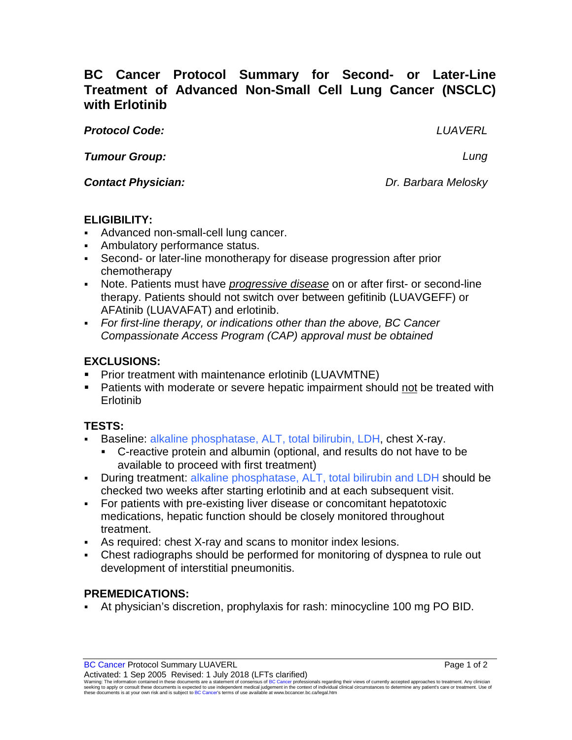# BC Cancer Protocol Summary for Second- or Later-Line Treatment of Advanced Non-Small Cell Lung Cancer (NSCLC) with Erlotinib

***Protocol Code:*** *LUAVERL*

***Tumour Group:*** *Lung*

***Contact Physician:*** *Dr. Barbara Melosky*

## ELIGIBILITY:

- Advanced non-small-cell lung cancer.
- Ambulatory performance status.
- Second- or later-line monotherapy for disease progression after prior chemotherapy
- Note. Patients must have <u>*progressive disease*</u> on or after first- or second-line therapy. Patients should not switch over between gefitinib (LUAVGEFF) or AFAtinib (LUAVAFAT) and erlotinib.
- *For first-line therapy, or indications other than the above, BC Cancer Compassionate Access Program (CAP) approval must be obtained*

## EXCLUSIONS:

- Prior treatment with maintenance erlotinib (LUAVMTNE)
- Patients with moderate or severe hepatic impairment should <u>not</u> be treated with Erlotinib

## TESTS:

- Baseline: alkaline phosphatase, ALT, total bilirubin, LDH, chest X-ray.
  - C-reactive protein and albumin (optional, and results do not have to be available to proceed with first treatment)
- During treatment: alkaline phosphatase, ALT, total bilirubin and LDH should be checked two weeks after starting erlotinib and at each subsequent visit.
- For patients with pre-existing liver disease or concomitant hepatotoxic medications, hepatic function should be closely monitored throughout treatment.
- As required: chest X-ray and scans to monitor index lesions.
- Chest radiographs should be performed for monitoring of dyspnea to rule out development of interstitial pneumonitis.

## PREMEDICATIONS:

- At physician's discretion, prophylaxis for rash: minocycline 100 mg PO BID.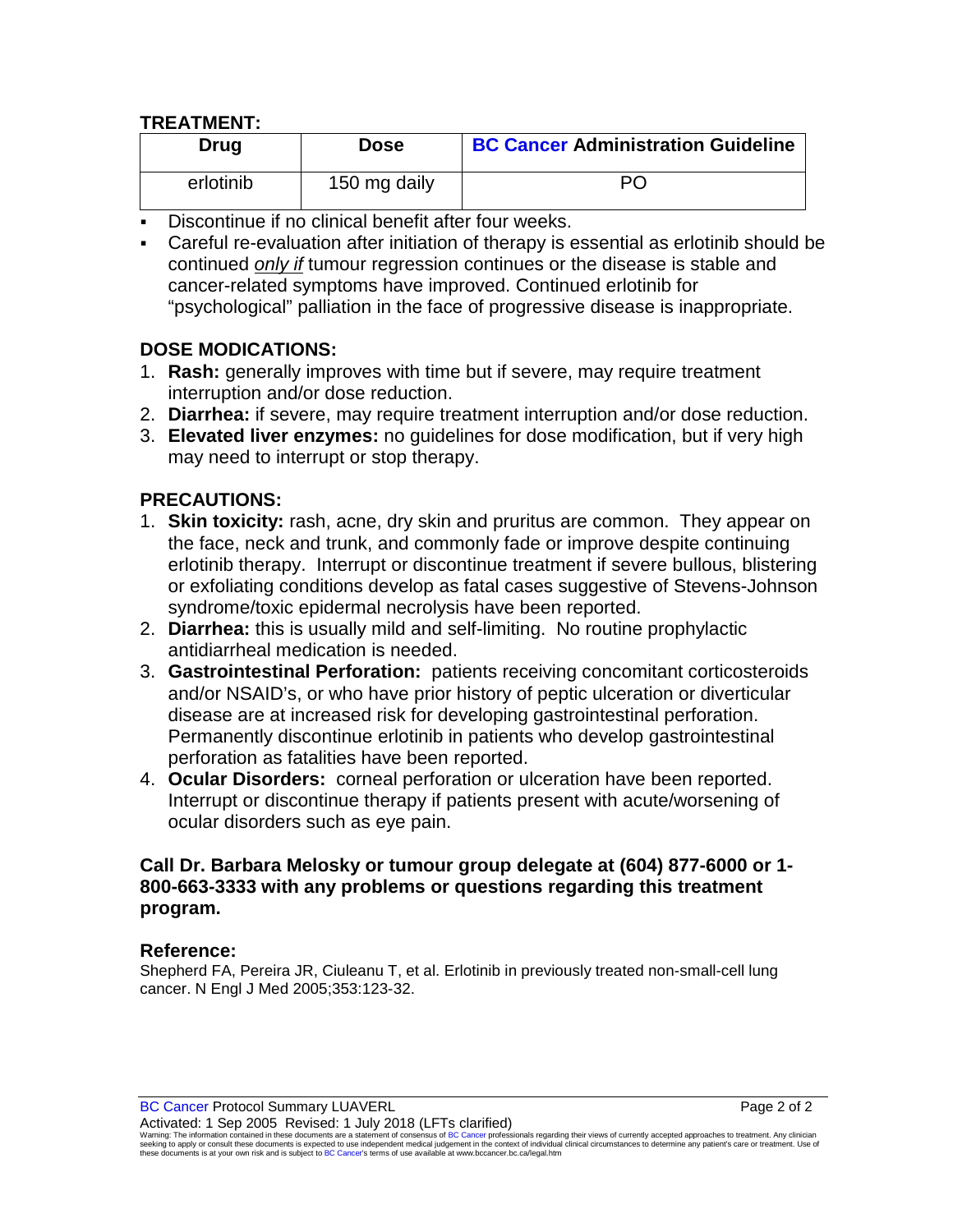**TREATMENT:**

| Drug | Dose | BC Cancer Administration Guideline |
|---|---|---|
| erlotinib | 150 mg daily | PO |

- Discontinue if no clinical benefit after four weeks.
- Careful re-evaluation after initiation of therapy is essential as erlotinib should be continued *only if* tumour regression continues or the disease is stable and cancer-related symptoms have improved. Continued erlotinib for "psychological" palliation in the face of progressive disease is inappropriate.

## DOSE MODIFICATIONS:

1. **Rash:** generally improves with time but if severe, may require treatment interruption and/or dose reduction.
2. **Diarrhea:** if severe, may require treatment interruption and/or dose reduction.
3. **Elevated liver enzymes:** no guidelines for dose modification, but if very high may need to interrupt or stop therapy.

## PRECAUTIONS:

1. **Skin toxicity:** rash, acne, dry skin and pruritus are common. They appear on the face, neck and trunk, and commonly fade or improve despite continuing erlotinib therapy. Interrupt or discontinue treatment if severe bullous, blistering or exfoliating conditions develop as fatal cases suggestive of Stevens-Johnson syndrome/toxic epidermal necrolysis have been reported.
2. **Diarrhea:** this is usually mild and self-limiting. No routine prophylactic antidiarrheal medication is needed.
3. **Gastrointestinal Perforation:** patients receiving concomitant corticosteroids and/or NSAID's, or who have prior history of peptic ulceration or diverticular disease are at increased risk for developing gastrointestinal perforation. Permanently discontinue erlotinib in patients who develop gastrointestinal perforation as fatalities have been reported.
4. **Ocular Disorders:** corneal perforation or ulceration have been reported. Interrupt or discontinue therapy if patients present with acute/worsening of ocular disorders such as eye pain.

**Call Dr. Barbara Melosky or tumour group delegate at (604) 877-6000 or 1-800-663-3333 with any problems or questions regarding this treatment program.**

## Reference:

Shepherd FA, Pereira JR, Ciuleanu T, et al. Erlotinib in previously treated non-small-cell lung cancer. N Engl J Med 2005;353:123-32.